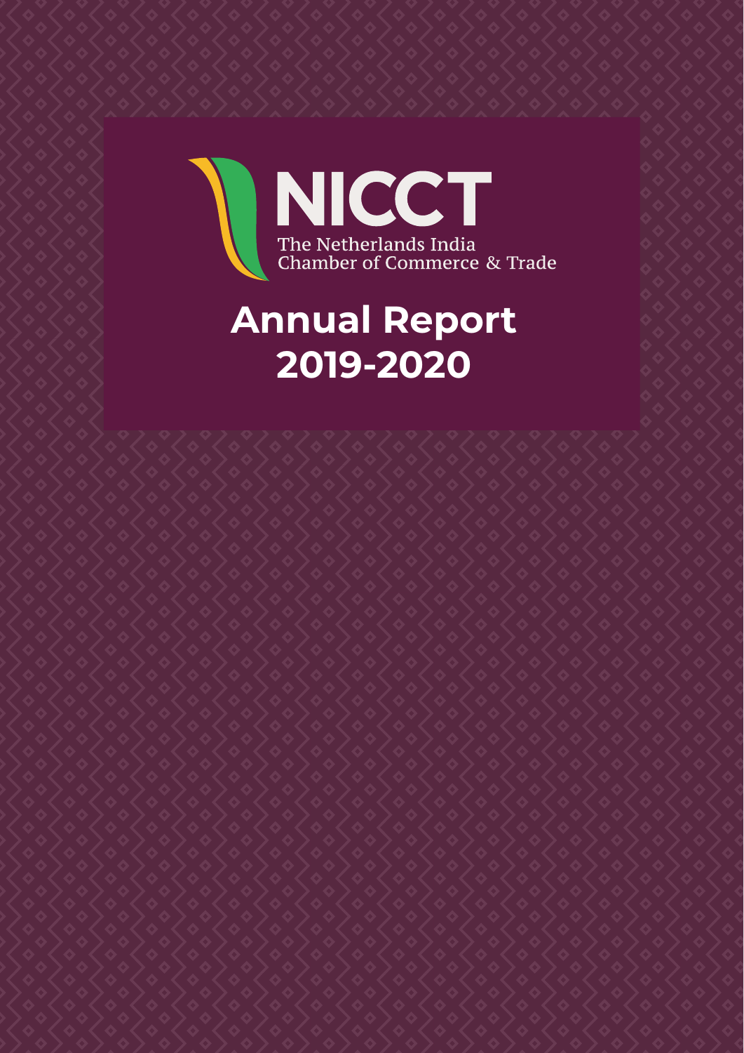# NICCT

The Netherlands India Chamber of Commerce & Trade

# Annual Report 2019-2020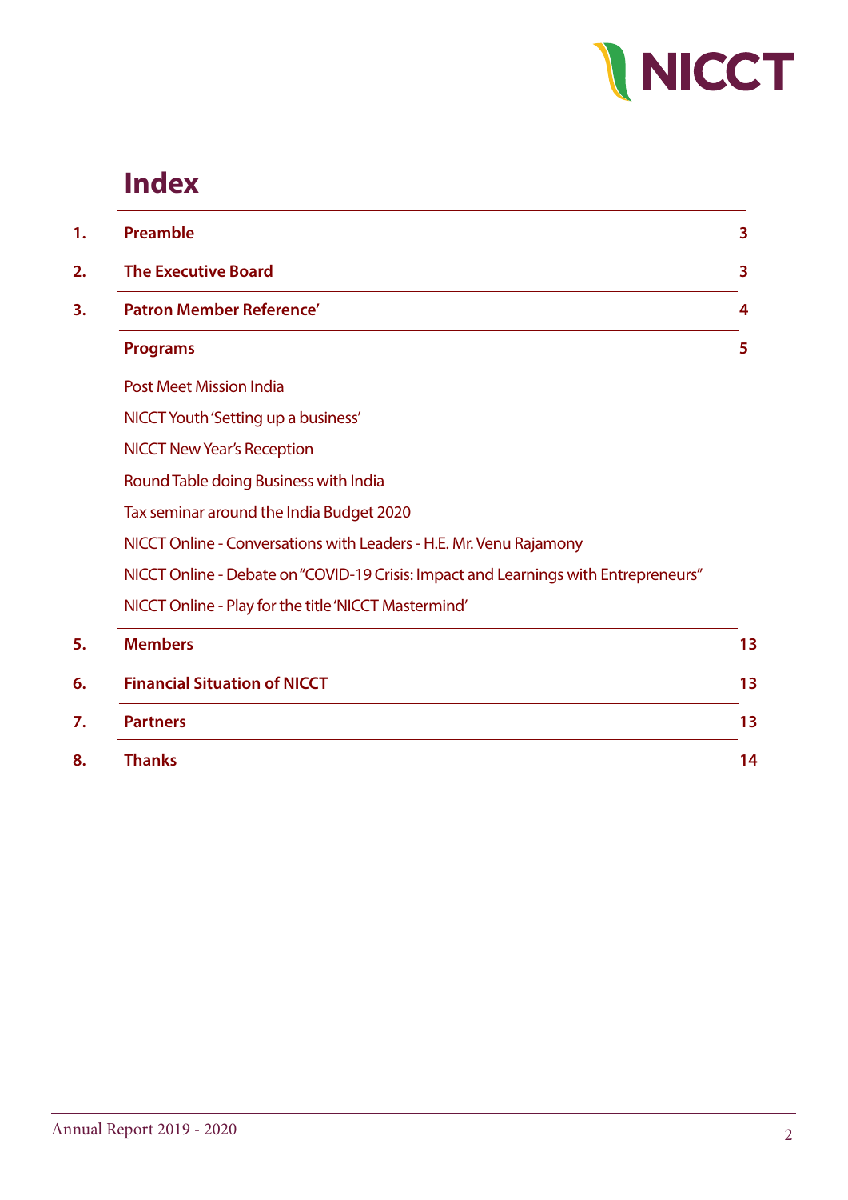# Index

| | | |
|---|---|---|
| 1. | **Preamble** | 3 |
| 2. | **The Executive Board** | 3 |
| 3. | **Patron Member Reference'** | 4 |
| | **Programs** | 5 |
| | Post Meet Mission India | |
| | NICCT Youth 'Setting up a business' | |
| | NICCT New Year's Reception | |
| | Round Table doing Business with India | |
| | Tax seminar around the India Budget 2020 | |
| | NICCT Online - Conversations with Leaders - H.E. Mr. Venu Rajamony | |
| | NICCT Online - Debate on "COVID-19 Crisis: Impact and Learnings with Entrepreneurs" | |
| | NICCT Online - Play for the title 'NICCT Mastermind' | |
| 5. | **Members** | 13 |
| 6. | **Financial Situation of NICCT** | 13 |
| 7. | **Partners** | 13 |
| 8. | **Thanks** | 14 |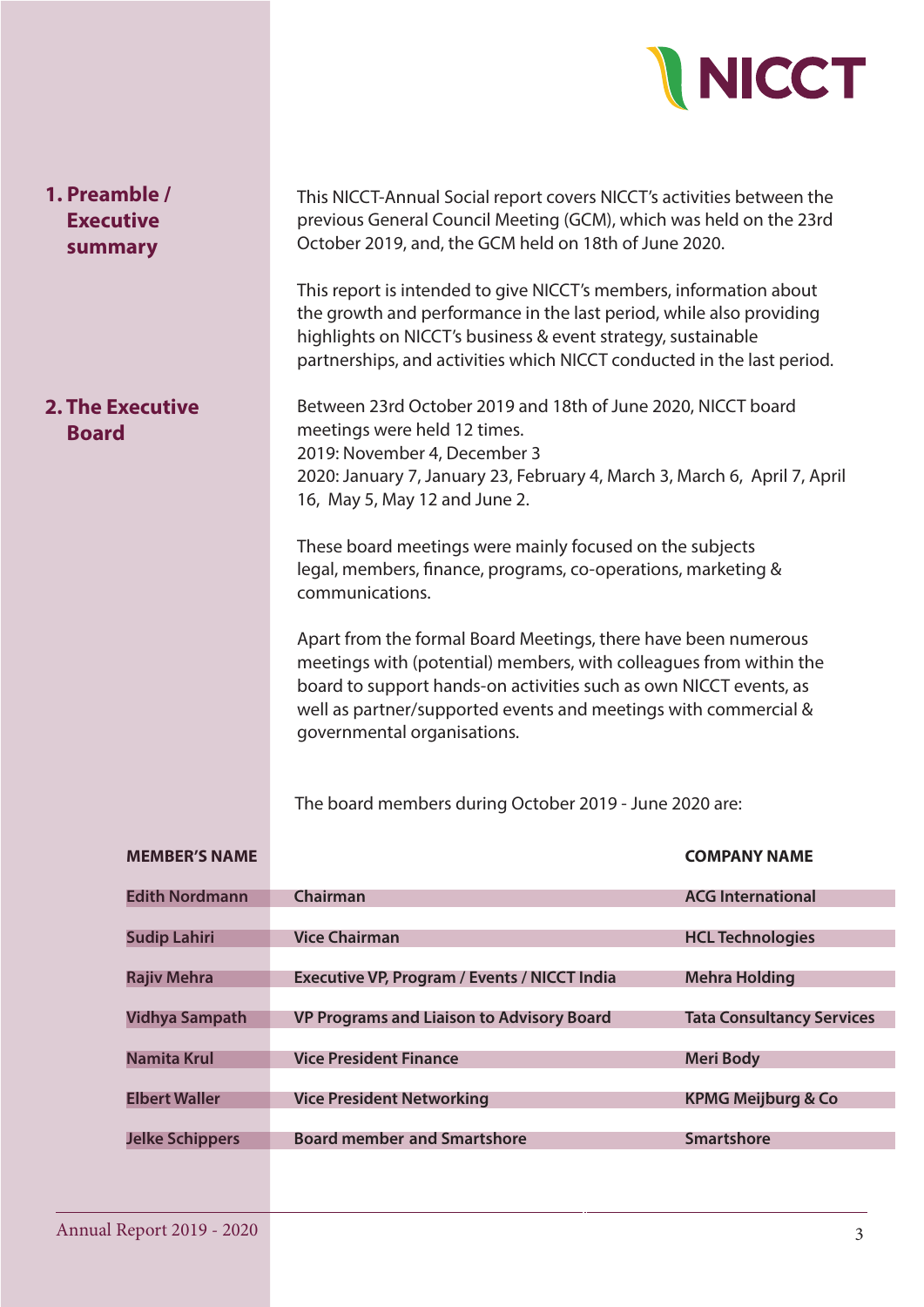## 1. Preamble / Executive summary

This NICCT-Annual Social report covers NICCT's activities between the previous General Council Meeting (GCM), which was held on the 23rd October 2019, and, the GCM held on 18th of June 2020.

This report is intended to give NICCT's members, information about the growth and performance in the last period, while also providing highlights on NICCT's business & event strategy, sustainable partnerships, and activities which NICCT conducted in the last period.

## 2. The Executive Board

Between 23rd October 2019 and 18th of June 2020, NICCT board meetings were held 12 times.
2019: November 4, December 3
2020: January 7, January 23, February 4, March 3, March 6, April 7, April 16, May 5, May 12 and June 2.

These board meetings were mainly focused on the subjects legal, members, finance, programs, co-operations, marketing & communications.

Apart from the formal Board Meetings, there have been numerous meetings with (potential) members, with colleagues from within the board to support hands-on activities such as own NICCT events, as well as partner/supported events and meetings with commercial & governmental organisations.

The board members during October 2019 - June 2020 are:

| MEMBER'S NAME | | COMPANY NAME |
|---|---|---|
| Edith Nordmann | Chairman | ACG International |
| Sudip Lahiri | Vice Chairman | HCL Technologies |
| Rajiv Mehra | Executive VP, Program / Events / NICCT India | Mehra Holding |
| Vidhya Sampath | VP Programs and Liaison to Advisory Board | Tata Consultancy Services |
| Namita Krul | Vice President Finance | Meri Body |
| Elbert Waller | Vice President Networking | KPMG Meijburg & Co |
| Jelke Schippers | Board member and Smartshore | Smartshore |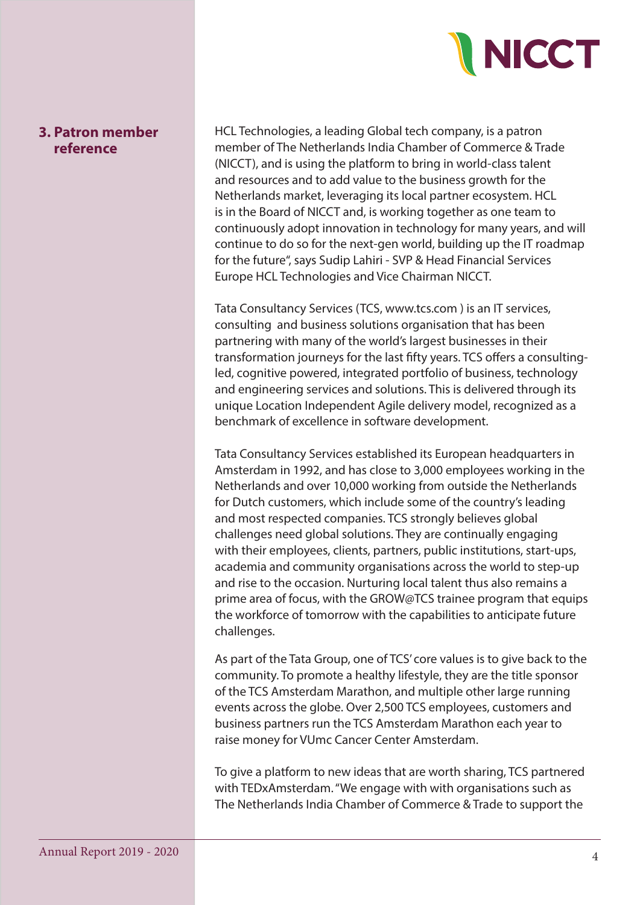## 3. Patron member reference

HCL Technologies, a leading Global tech company, is a patron member of The Netherlands India Chamber of Commerce & Trade (NICCT), and is using the platform to bring in world-class talent and resources and to add value to the business growth for the Netherlands market, leveraging its local partner ecosystem. HCL is in the Board of NICCT and, is working together as one team to continuously adopt innovation in technology for many years, and will continue to do so for the next-gen world, building up the IT roadmap for the future", says Sudip Lahiri - SVP & Head Financial Services Europe HCL Technologies and Vice Chairman NICCT.

Tata Consultancy Services (TCS, www.tcs.com ) is an IT services, consulting and business solutions organisation that has been partnering with many of the world's largest businesses in their transformation journeys for the last fifty years. TCS offers a consulting-led, cognitive powered, integrated portfolio of business, technology and engineering services and solutions. This is delivered through its unique Location Independent Agile delivery model, recognized as a benchmark of excellence in software development.

Tata Consultancy Services established its European headquarters in Amsterdam in 1992, and has close to 3,000 employees working in the Netherlands and over 10,000 working from outside the Netherlands for Dutch customers, which include some of the country's leading and most respected companies. TCS strongly believes global challenges need global solutions. They are continually engaging with their employees, clients, partners, public institutions, start-ups, academia and community organisations across the world to step-up and rise to the occasion. Nurturing local talent thus also remains a prime area of focus, with the GROW@TCS trainee program that equips the workforce of tomorrow with the capabilities to anticipate future challenges.

As part of the Tata Group, one of TCS' core values is to give back to the community. To promote a healthy lifestyle, they are the title sponsor of the TCS Amsterdam Marathon, and multiple other large running events across the globe. Over 2,500 TCS employees, customers and business partners run the TCS Amsterdam Marathon each year to raise money for VUmc Cancer Center Amsterdam.

To give a platform to new ideas that are worth sharing, TCS partnered with TEDxAmsterdam. "We engage with with organisations such as The Netherlands India Chamber of Commerce & Trade to support the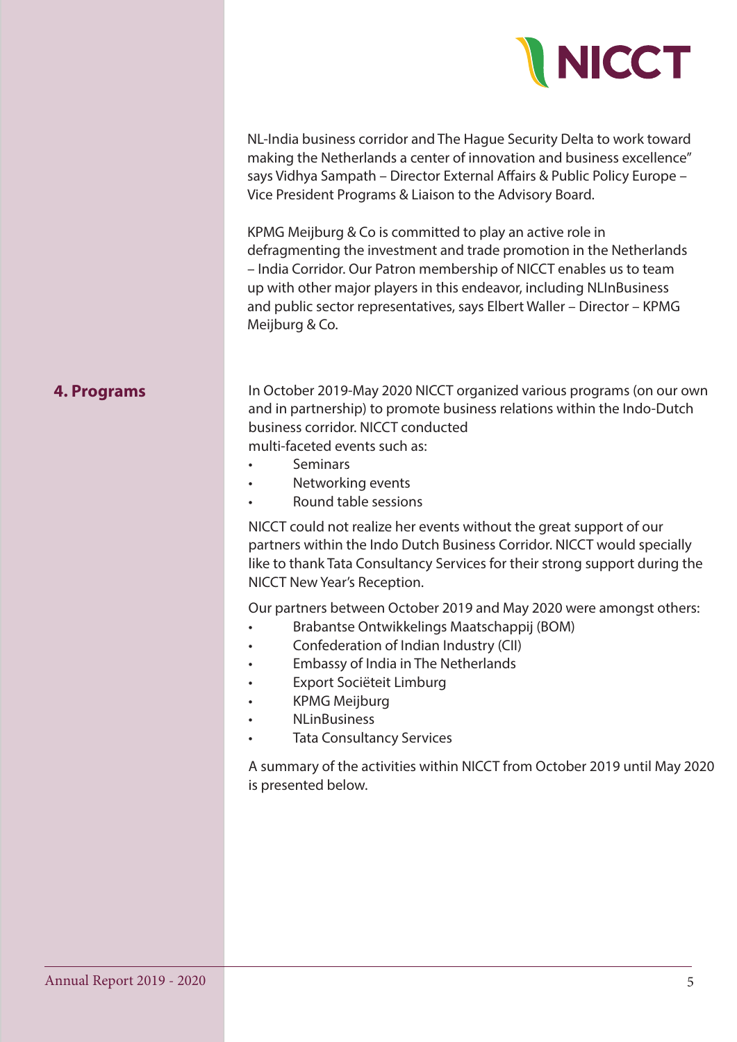NL-India business corridor and The Hague Security Delta to work toward making the Netherlands a center of innovation and business excellence" says Vidhya Sampath – Director External Affairs & Public Policy Europe – Vice President Programs & Liaison to the Advisory Board.

KPMG Meijburg & Co is committed to play an active role in defragmenting the investment and trade promotion in the Netherlands – India Corridor. Our Patron membership of NICCT enables us to team up with other major players in this endeavor, including NLInBusiness and public sector representatives, says Elbert Waller – Director – KPMG Meijburg & Co.

## 4. Programs

In October 2019-May 2020 NICCT organized various programs (on our own and in partnership) to promote business relations within the Indo-Dutch business corridor. NICCT conducted multi-faceted events such as:

- Seminars
- Networking events
- Round table sessions

NICCT could not realize her events without the great support of our partners within the Indo Dutch Business Corridor. NICCT would specially like to thank Tata Consultancy Services for their strong support during the NICCT New Year's Reception.

Our partners between October 2019 and May 2020 were amongst others:

- Brabantse Ontwikkelings Maatschappij (BOM)
- Confederation of Indian Industry (CII)
- Embassy of India in The Netherlands
- Export Sociëteit Limburg
- KPMG Meijburg
- NLinBusiness
- Tata Consultancy Services

A summary of the activities within NICCT from October 2019 until May 2020 is presented below.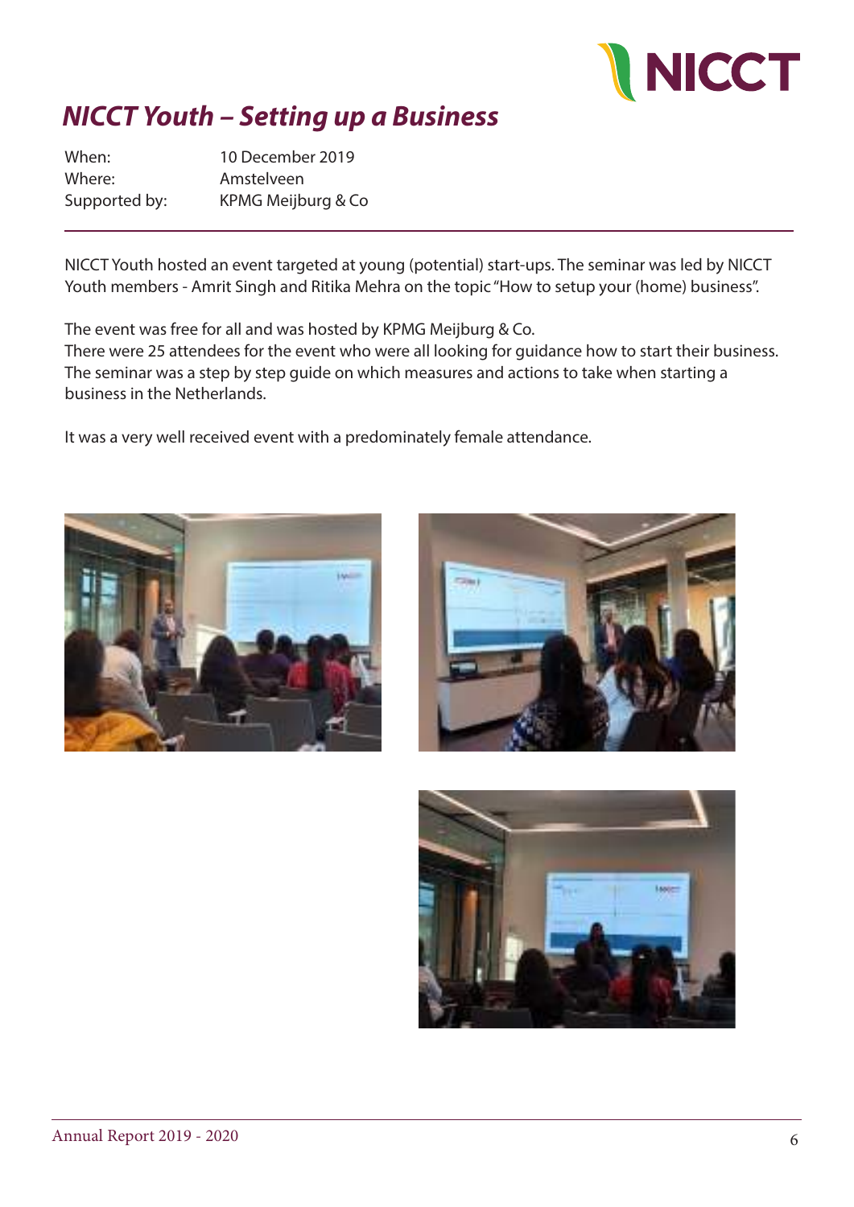## *NICCT Youth – Setting up a Business*

| | |
|---|---|
| When: | 10 December 2019 |
| Where: | Amstelveen |
| Supported by: | KPMG Meijburg & Co |

NICCT Youth hosted an event targeted at young (potential) start-ups. The seminar was led by NICCT Youth members - Amrit Singh and Ritika Mehra on the topic "How to setup your (home) business".

The event was free for all and was hosted by KPMG Meijburg & Co.
There were 25 attendees for the event who were all looking for guidance how to start their business. The seminar was a step by step guide on which measures and actions to take when starting a business in the Netherlands.

It was a very well received event with a predominately female attendance.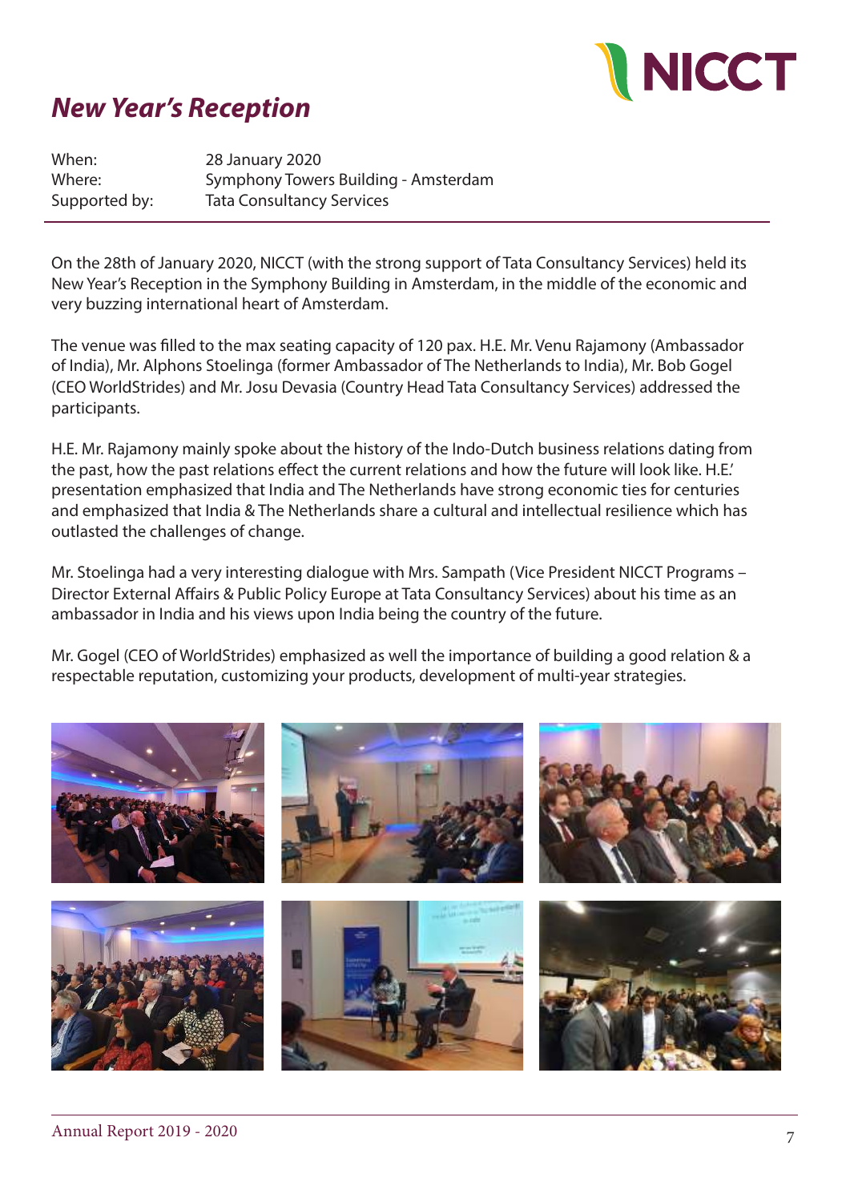# New Year's Reception

| | |
|---|---|
| When: | 28 January 2020 |
| Where: | Symphony Towers Building - Amsterdam |
| Supported by: | Tata Consultancy Services |

On the 28th of January 2020, NICCT (with the strong support of Tata Consultancy Services) held its New Year's Reception in the Symphony Building in Amsterdam, in the middle of the economic and very buzzing international heart of Amsterdam.

The venue was filled to the max seating capacity of 120 pax. H.E. Mr. Venu Rajamony (Ambassador of India), Mr. Alphons Stoelinga (former Ambassador of The Netherlands to India), Mr. Bob Gogel (CEO WorldStrides) and Mr. Josu Devasia (Country Head Tata Consultancy Services) addressed the participants.

H.E. Mr. Rajamony mainly spoke about the history of the Indo-Dutch business relations dating from the past, how the past relations effect the current relations and how the future will look like. H.E.' presentation emphasized that India and The Netherlands have strong economic ties for centuries and emphasized that India & The Netherlands share a cultural and intellectual resilience which has outlasted the challenges of change.

Mr. Stoelinga had a very interesting dialogue with Mrs. Sampath (Vice President NICCT Programs – Director External Affairs & Public Policy Europe at Tata Consultancy Services) about his time as an ambassador in India and his views upon India being the country of the future.

Mr. Gogel (CEO of WorldStrides) emphasized as well the importance of building a good relation & a respectable reputation, customizing your products, development of multi-year strategies.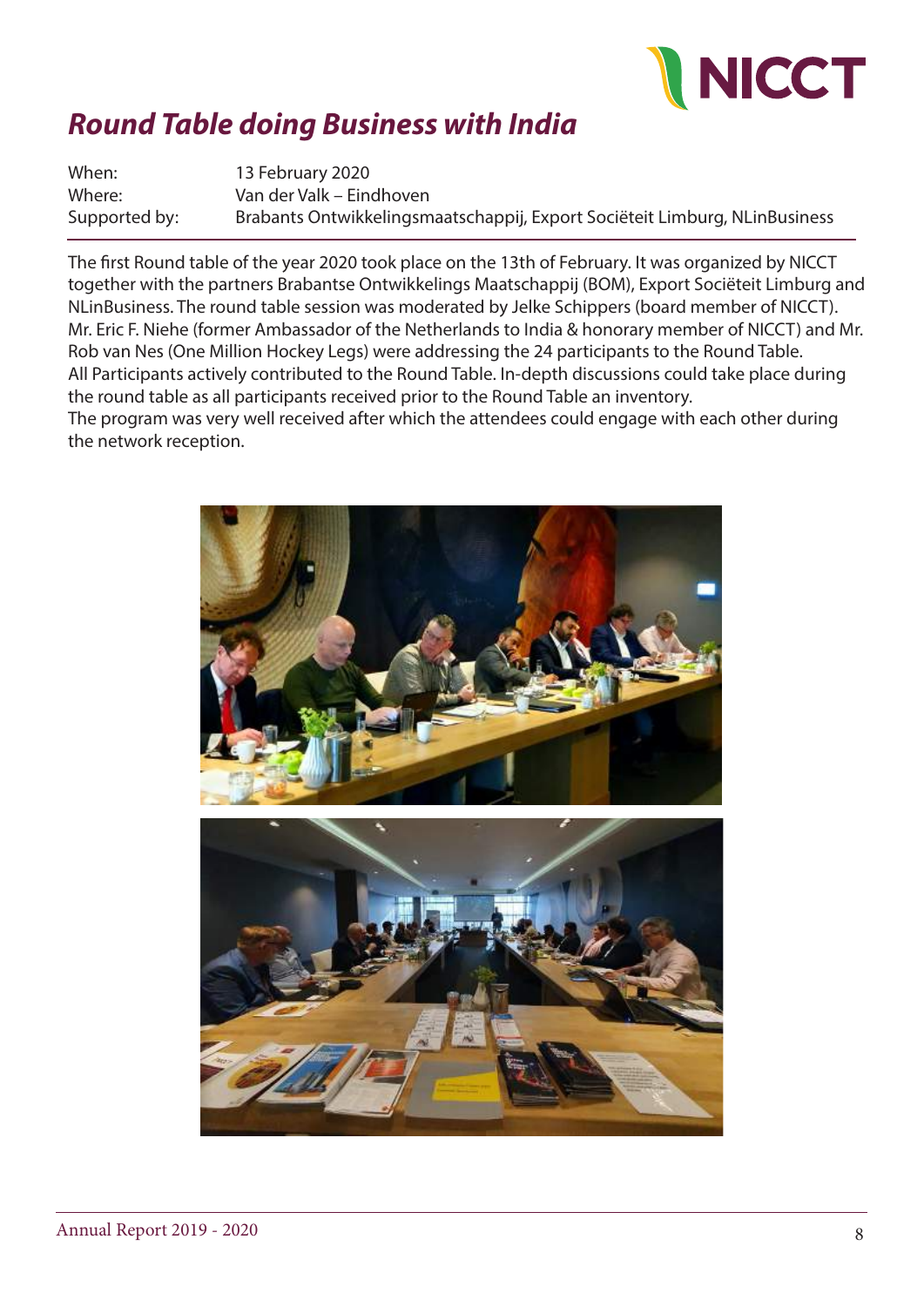## *Round Table doing Business with India*

| | |
|---|---|
| When: | 13 February 2020 |
| Where: | Van der Valk – Eindhoven |
| Supported by: | Brabants Ontwikkelingsmaatschappij, Export Sociëteit Limburg, NLinBusiness |

The first Round table of the year 2020 took place on the 13th of February. It was organized by NICCT together with the partners Brabantse Ontwikkelings Maatschappij (BOM), Export Sociëteit Limburg and NLinBusiness. The round table session was moderated by Jelke Schippers (board member of NICCT). Mr. Eric F. Niehe (former Ambassador of the Netherlands to India & honorary member of NICCT) and Mr. Rob van Nes (One Million Hockey Legs) were addressing the 24 participants to the Round Table. All Participants actively contributed to the Round Table. In-depth discussions could take place during the round table as all participants received prior to the Round Table an inventory.
The program was very well received after which the attendees could engage with each other during the network reception.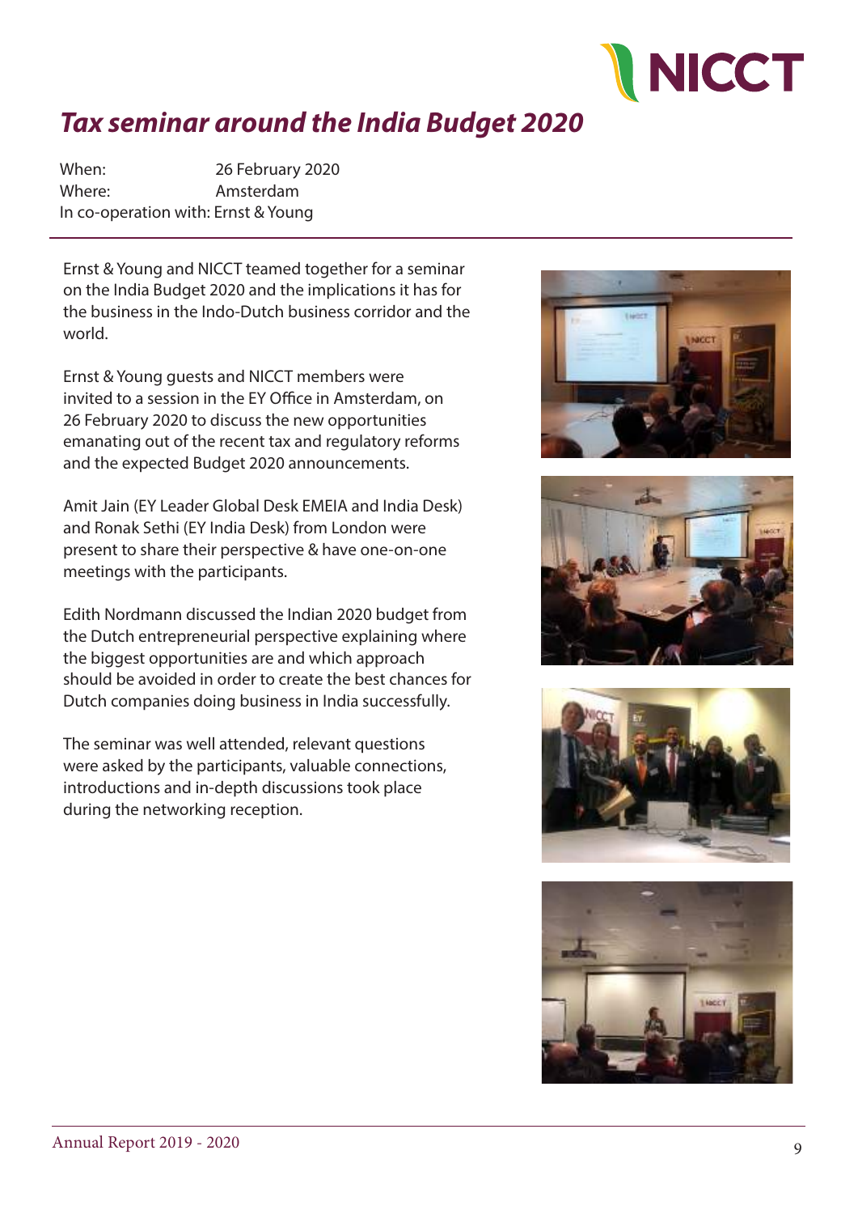# Tax seminar around the India Budget 2020

When: 26 February 2020
Where: Amsterdam
In co-operation with: Ernst & Young

Ernst & Young and NICCT teamed together for a seminar on the India Budget 2020 and the implications it has for the business in the Indo-Dutch business corridor and the world.

Ernst & Young guests and NICCT members were invited to a session in the EY Office in Amsterdam, on 26 February 2020 to discuss the new opportunities emanating out of the recent tax and regulatory reforms and the expected Budget 2020 announcements.

Amit Jain (EY Leader Global Desk EMEIA and India Desk) and Ronak Sethi (EY India Desk) from London were present to share their perspective & have one-on-one meetings with the participants.

Edith Nordmann discussed the Indian 2020 budget from the Dutch entrepreneurial perspective explaining where the biggest opportunities are and which approach should be avoided in order to create the best chances for Dutch companies doing business in India successfully.

The seminar was well attended, relevant questions were asked by the participants, valuable connections, introductions and in-depth discussions took place during the networking reception.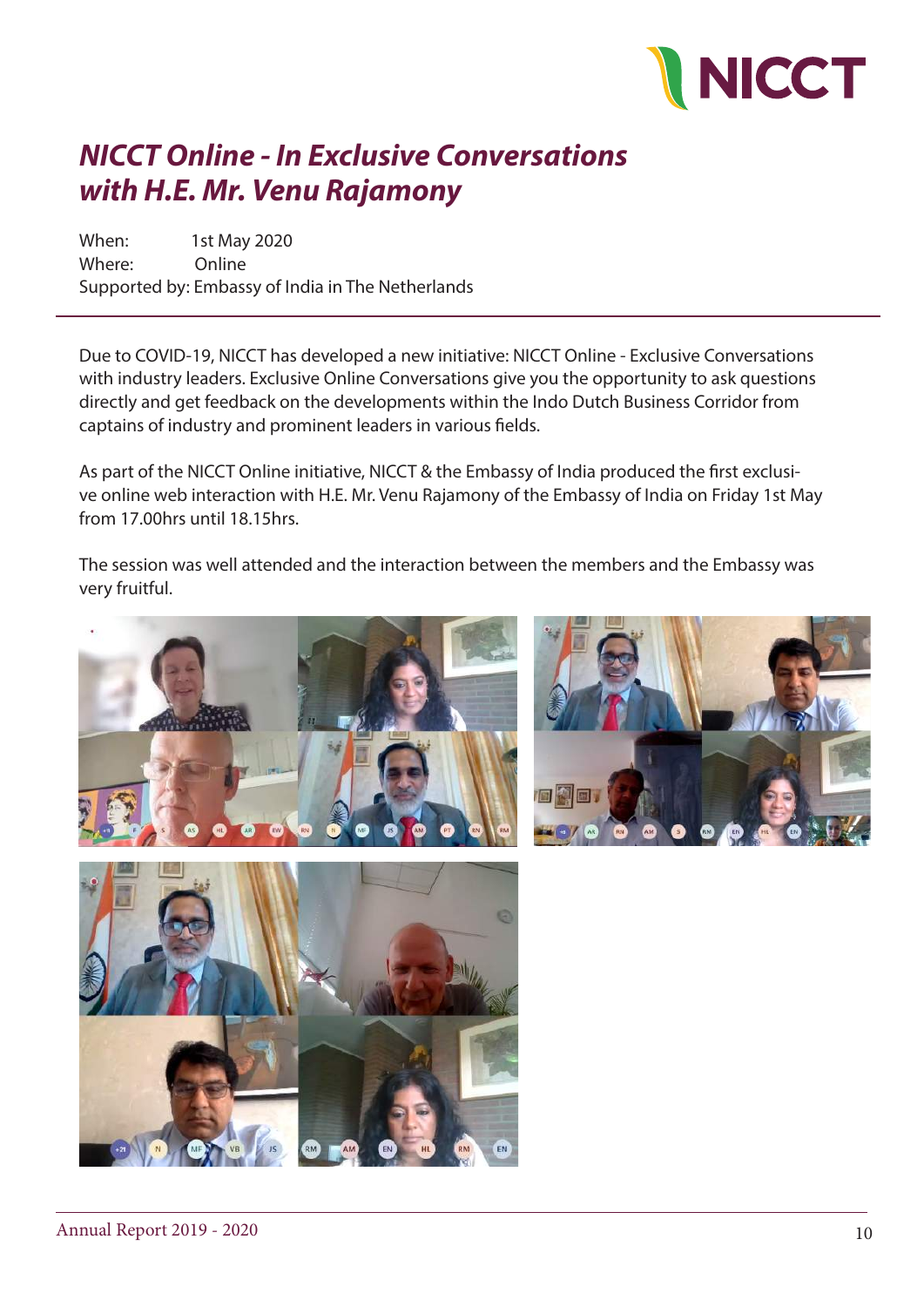## *NICCT Online - In Exclusive Conversations with H.E. Mr. Venu Rajamony*

When: 1st May 2020
Where: Online
Supported by: Embassy of India in The Netherlands

Due to COVID-19, NICCT has developed a new initiative: NICCT Online - Exclusive Conversations with industry leaders. Exclusive Online Conversations give you the opportunity to ask questions directly and get feedback on the developments within the Indo Dutch Business Corridor from captains of industry and prominent leaders in various fields.

As part of the NICCT Online initiative, NICCT & the Embassy of India produced the first exclusive online web interaction with H.E. Mr. Venu Rajamony of the Embassy of India on Friday 1st May from 17.00hrs until 18.15hrs.

The session was well attended and the interaction between the members and the Embassy was very fruitful.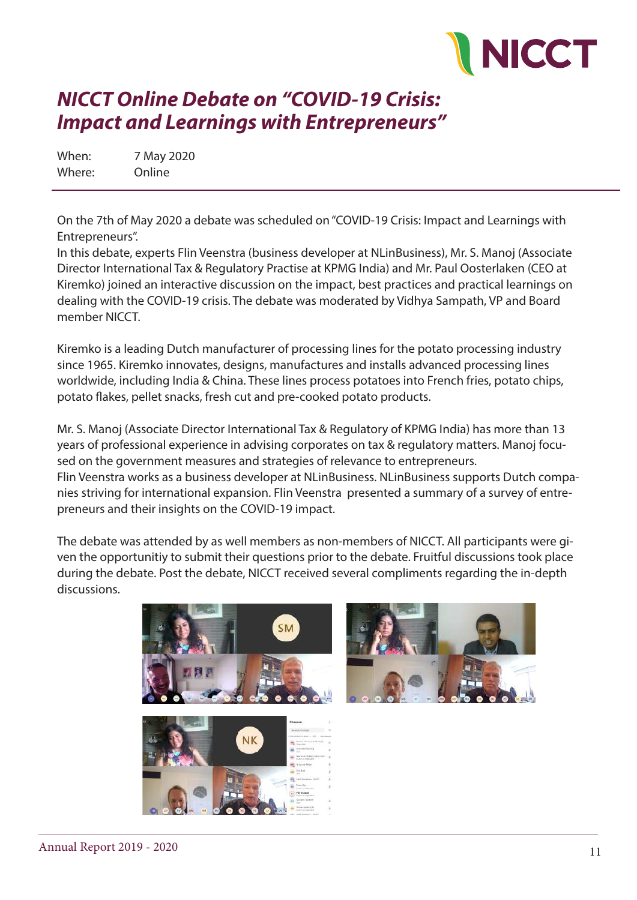# *NICCT Online Debate on "COVID-19 Crisis: Impact and Learnings with Entrepreneurs"*

When: 7 May 2020
Where: Online

---

On the 7th of May 2020 a debate was scheduled on "COVID-19 Crisis: Impact and Learnings with Entrepreneurs".
In this debate, experts Flin Veenstra (business developer at NLinBusiness), Mr. S. Manoj (Associate Director International Tax & Regulatory Practise at KPMG India) and Mr. Paul Oosterlaken (CEO at Kiremko) joined an interactive discussion on the impact, best practices and practical learnings on dealing with the COVID-19 crisis. The debate was moderated by Vidhya Sampath, VP and Board member NICCT.

Kiremko is a leading Dutch manufacturer of processing lines for the potato processing industry since 1965. Kiremko innovates, designs, manufactures and installs advanced processing lines worldwide, including India & China. These lines process potatoes into French fries, potato chips, potato flakes, pellet snacks, fresh cut and pre-cooked potato products.

Mr. S. Manoj (Associate Director International Tax & Regulatory of KPMG India) has more than 13 years of professional experience in advising corporates on tax & regulatory matters. Manoj focused on the government measures and strategies of relevance to entrepreneurs.
Flin Veenstra works as a business developer at NLinBusiness. NLinBusiness supports Dutch companies striving for international expansion. Flin Veenstra presented a summary of a survey of entrepreneurs and their insights on the COVID-19 impact.

The debate was attended by as well members as non-members of NICCT. All participants were given the opportunitiy to submit their questions prior to the debate. Fruitful discussions took place during the debate. Post the debate, NICCT received several compliments regarding the in-depth discussions.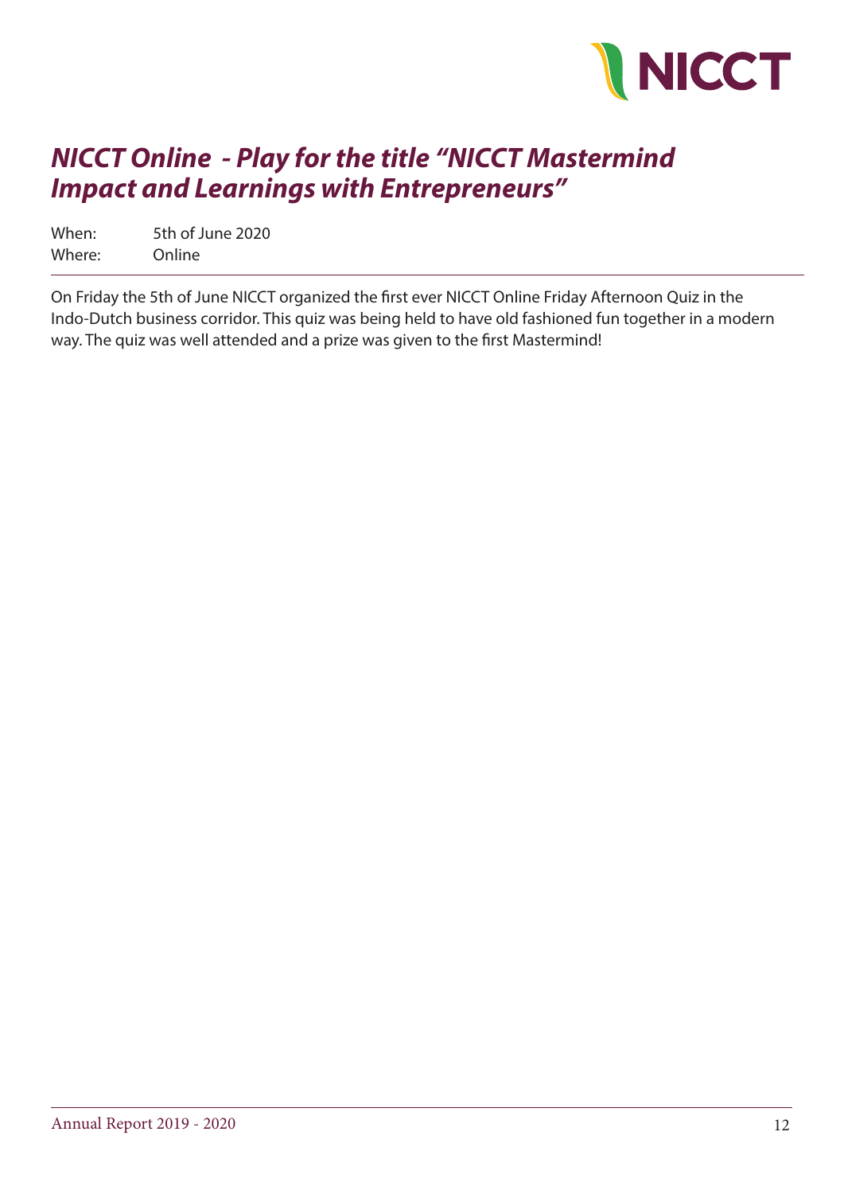## *NICCT Online - Play for the title "NICCT Mastermind Impact and Learnings with Entrepreneurs"*

When: 5th of June 2020
Where: Online

---

On Friday the 5th of June NICCT organized the first ever NICCT Online Friday Afternoon Quiz in the Indo-Dutch business corridor. This quiz was being held to have old fashioned fun together in a modern way. The quiz was well attended and a prize was given to the first Mastermind!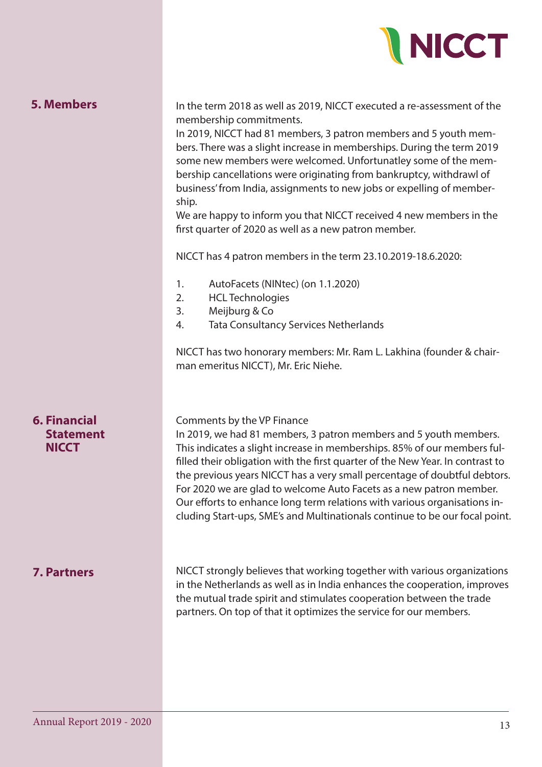## 5. Members

In the term 2018 as well as 2019, NICCT executed a re-assessment of the membership commitments.
In 2019, NICCT had 81 members, 3 patron members and 5 youth members. There was a slight increase in memberships. During the term 2019 some new members were welcomed. Unfortunatley some of the membership cancellations were originating from bankruptcy, withdrawl of business' from India, assignments to new jobs or expelling of membership.
We are happy to inform you that NICCT received 4 new members in the first quarter of 2020 as well as a new patron member.

NICCT has 4 patron members in the term 23.10.2019-18.6.2020:

1. AutoFacets (NINtec) (on 1.1.2020)
2. HCL Technologies
3. Meijburg & Co
4. Tata Consultancy Services Netherlands

NICCT has two honorary members: Mr. Ram L. Lakhina (founder & chairman emeritus NICCT), Mr. Eric Niehe.

## 6. Financial Statement NICCT

Comments by the VP Finance
In 2019, we had 81 members, 3 patron members and 5 youth members. This indicates a slight increase in memberships. 85% of our members fulfilled their obligation with the first quarter of the New Year. In contrast to the previous years NICCT has a very small percentage of doubtful debtors. For 2020 we are glad to welcome Auto Facets as a new patron member. Our efforts to enhance long term relations with various organisations including Start-ups, SME's and Multinationals continue to be our focal point.

## 7. Partners

NICCT strongly believes that working together with various organizations in the Netherlands as well as in India enhances the cooperation, improves the mutual trade spirit and stimulates cooperation between the trade partners. On top of that it optimizes the service for our members.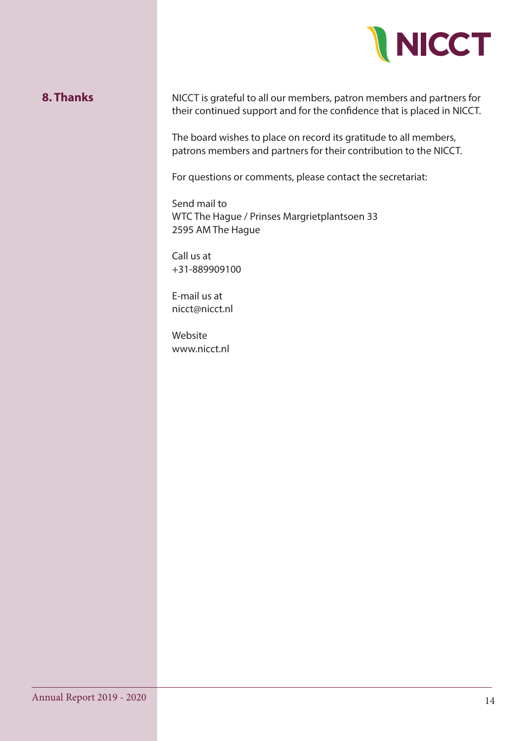## 8. Thanks

NICCT is grateful to all our members, patron members and partners for their continued support and for the confidence that is placed in NICCT.

The board wishes to place on record its gratitude to all members, patrons members and partners for their contribution to the NICCT.

For questions or comments, please contact the secretariat:

Send mail to
WTC The Hague / Prinses Margrietplantsoen 33
2595 AM The Hague

Call us at
+31-889909100

E-mail us at
nicct@nicct.nl

Website
www.nicct.nl